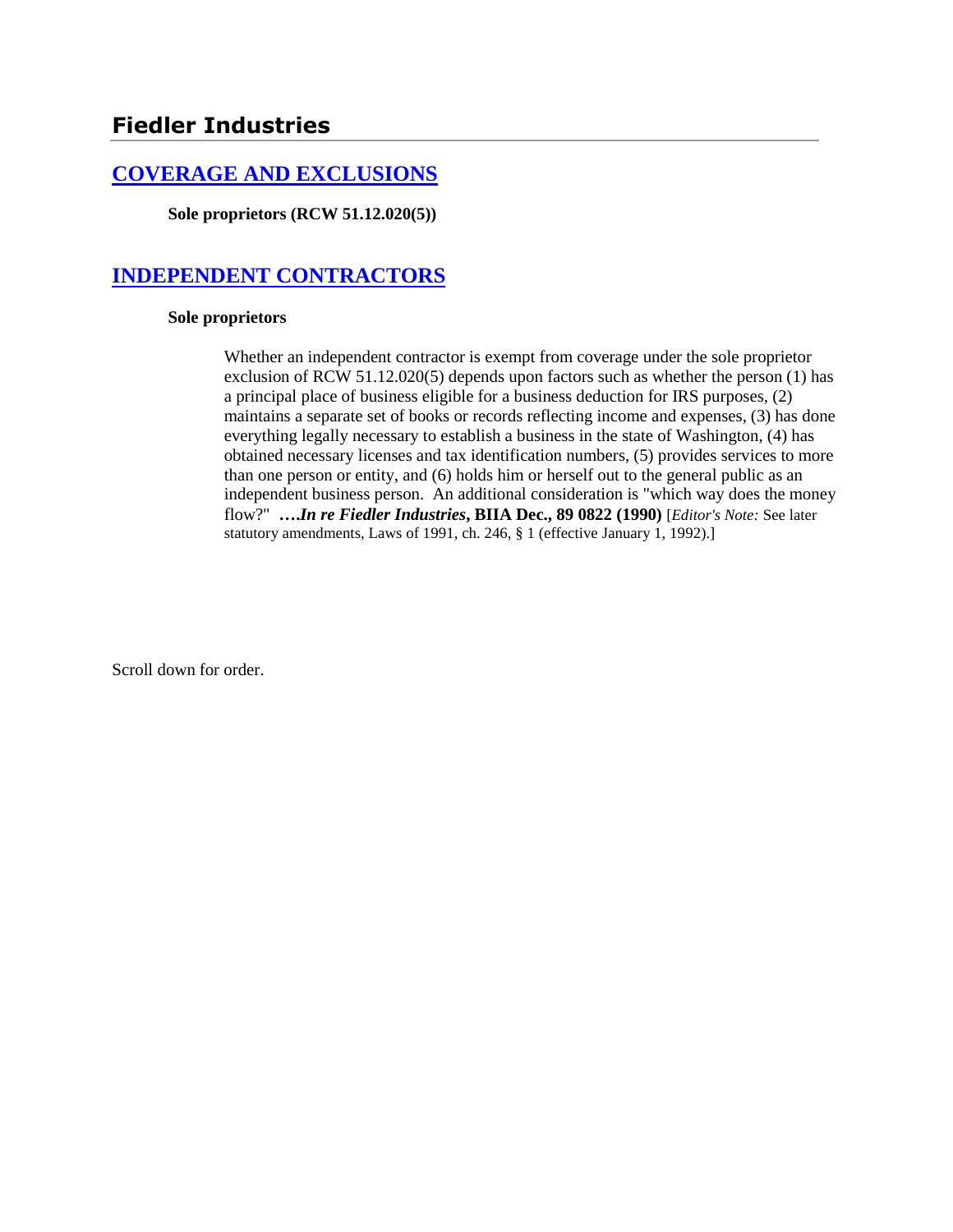## Fiedler Industries

### [COVERAGE AND EXCLUSIONS]

**Sole proprietors (RCW 51.12.020(5))**

### [INDEPENDENT CONTRACTORS]

**Sole proprietors**

Whether an independent contractor is exempt from coverage under the sole proprietor exclusion of RCW 51.12.020(5) depends upon factors such as whether the person (1) has a principal place of business eligible for a business deduction for IRS purposes, (2) maintains a separate set of books or records reflecting income and expenses, (3) has done everything legally necessary to establish a business in the state of Washington, (4) has obtained necessary licenses and tax identification numbers, (5) provides services to more than one person or entity, and (6) holds him or herself out to the general public as an independent business person. An additional consideration is "which way does the money flow?" **….*In re Fiedler Industries*, BIIA Dec., 89 0822 (1990)** [*Editor's Note:* See later statutory amendments, Laws of 1991, ch. 246, § 1 (effective January 1, 1992).]

Scroll down for order.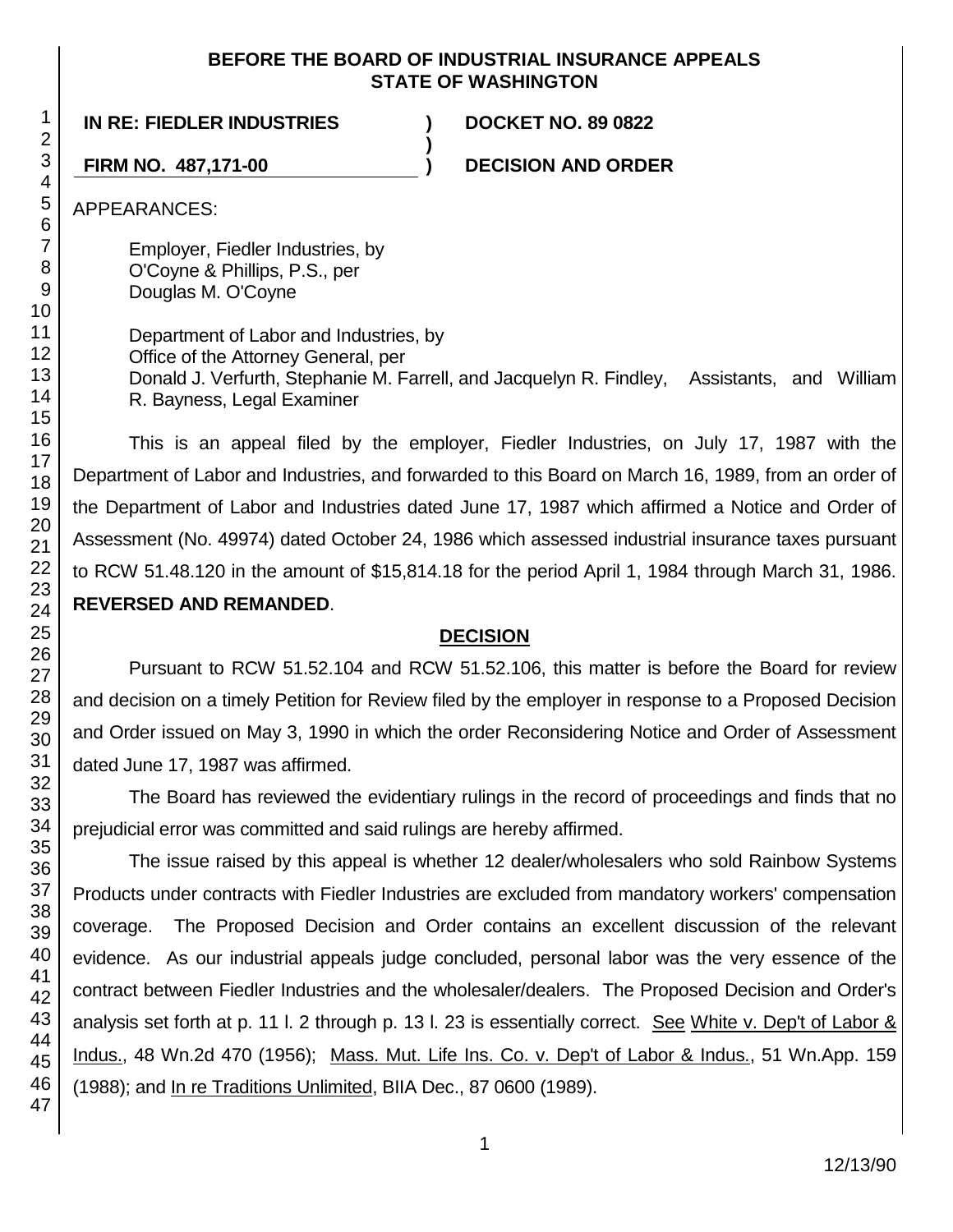**BEFORE THE BOARD OF INDUSTRIAL INSURANCE APPEALS STATE OF WASHINGTON**

| | | |
|---|---|---|
| **IN RE: FIEDLER INDUSTRIES** | **)** | **DOCKET NO. 89 0822** |
| | **)** | |
| **FIRM NO. 487,171-00** | **)** | **DECISION AND ORDER** |

APPEARANCES:

Employer, Fiedler Industries, by
O'Coyne & Phillips, P.S., per
Douglas M. O'Coyne

Department of Labor and Industries, by
Office of the Attorney General, per
Donald J. Verfurth, Stephanie M. Farrell, and Jacquelyn R. Findley, Assistants, and William R. Bayness, Legal Examiner

This is an appeal filed by the employer, Fiedler Industries, on July 17, 1987 with the Department of Labor and Industries, and forwarded to this Board on March 16, 1989, from an order of the Department of Labor and Industries dated June 17, 1987 which affirmed a Notice and Order of Assessment (No. 49974) dated October 24, 1986 which assessed industrial insurance taxes pursuant to RCW 51.48.120 in the amount of $15,814.18 for the period April 1, 1984 through March 31, 1986. **REVERSED AND REMANDED**.

## DECISION

Pursuant to RCW 51.52.104 and RCW 51.52.106, this matter is before the Board for review and decision on a timely Petition for Review filed by the employer in response to a Proposed Decision and Order issued on May 3, 1990 in which the order Reconsidering Notice and Order of Assessment dated June 17, 1987 was affirmed.

The Board has reviewed the evidentiary rulings in the record of proceedings and finds that no prejudicial error was committed and said rulings are hereby affirmed.

The issue raised by this appeal is whether 12 dealer/wholesalers who sold Rainbow Systems Products under contracts with Fiedler Industries are excluded from mandatory workers' compensation coverage. The Proposed Decision and Order contains an excellent discussion of the relevant evidence. As our industrial appeals judge concluded, personal labor was the very essence of the contract between Fiedler Industries and the wholesaler/dealers. The Proposed Decision and Order's analysis set forth at p. 11 l. 2 through p. 13 l. 23 is essentially correct. See White v. Dep't of Labor & Indus., 48 Wn.2d 470 (1956); Mass. Mut. Life Ins. Co. v. Dep't of Labor & Indus., 51 Wn.App. 159 (1988); and In re Traditions Unlimited, BIIA Dec., 87 0600 (1989).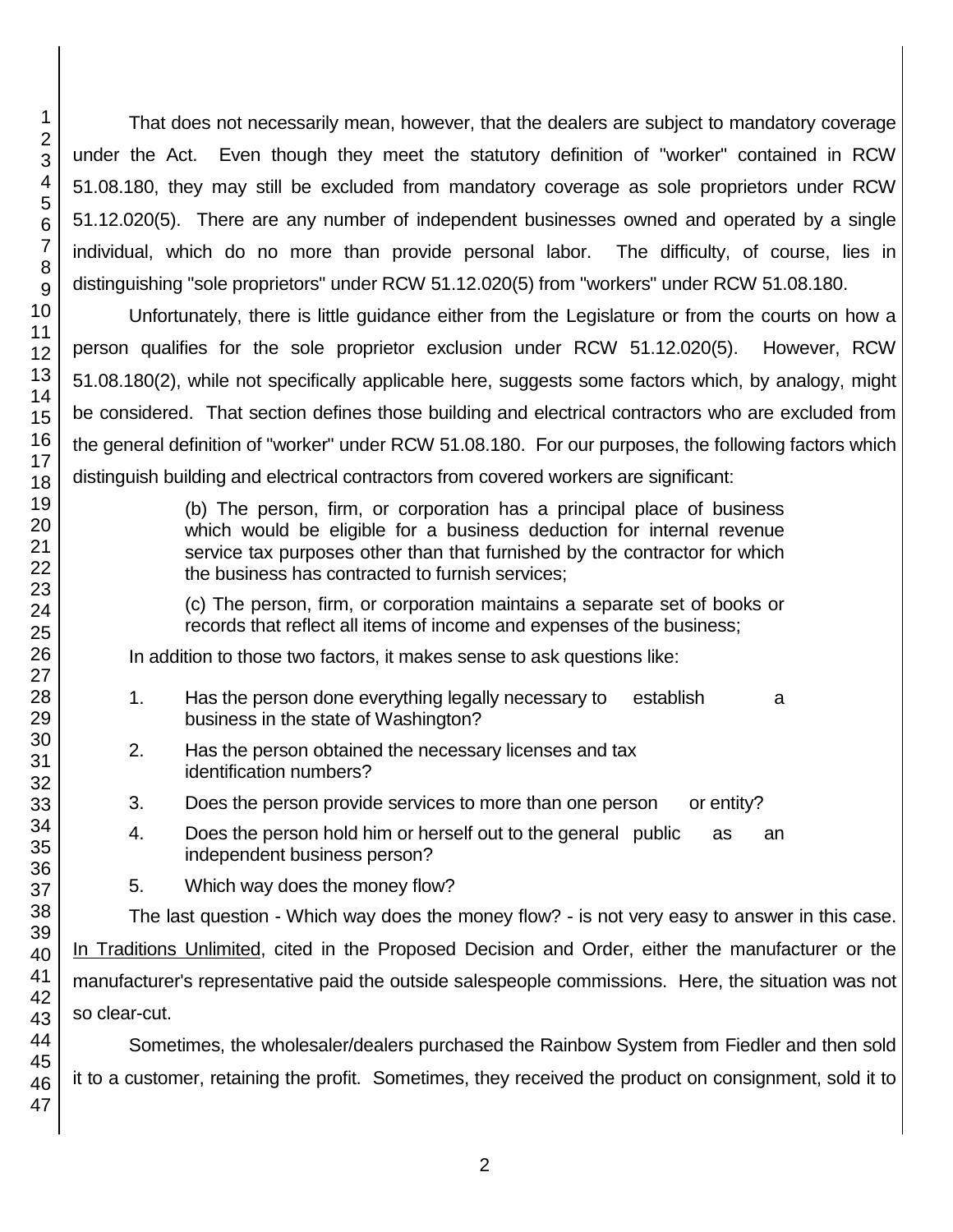That does not necessarily mean, however, that the dealers are subject to mandatory coverage under the Act. Even though they meet the statutory definition of "worker" contained in RCW 51.08.180, they may still be excluded from mandatory coverage as sole proprietors under RCW 51.12.020(5). There are any number of independent businesses owned and operated by a single individual, which do no more than provide personal labor. The difficulty, of course, lies in distinguishing "sole proprietors" under RCW 51.12.020(5) from "workers" under RCW 51.08.180.

Unfortunately, there is little guidance either from the Legislature or from the courts on how a person qualifies for the sole proprietor exclusion under RCW 51.12.020(5). However, RCW 51.08.180(2), while not specifically applicable here, suggests some factors which, by analogy, might be considered. That section defines those building and electrical contractors who are excluded from the general definition of "worker" under RCW 51.08.180. For our purposes, the following factors which distinguish building and electrical contractors from covered workers are significant:

> (b) The person, firm, or corporation has a principal place of business which would be eligible for a business deduction for internal revenue service tax purposes other than that furnished by the contractor for which the business has contracted to furnish services;
>
> (c) The person, firm, or corporation maintains a separate set of books or records that reflect all items of income and expenses of the business;

In addition to those two factors, it makes sense to ask questions like:

1. Has the person done everything legally necessary to establish a business in the state of Washington?
2. Has the person obtained the necessary licenses and tax identification numbers?
3. Does the person provide services to more than one person or entity?
4. Does the person hold him or herself out to the general public as an independent business person?
5. Which way does the money flow?

The last question - Which way does the money flow? - is not very easy to answer in this case. In Traditions Unlimited, cited in the Proposed Decision and Order, either the manufacturer or the manufacturer's representative paid the outside salespeople commissions. Here, the situation was not so clear-cut.

Sometimes, the wholesaler/dealers purchased the Rainbow System from Fiedler and then sold it to a customer, retaining the profit. Sometimes, they received the product on consignment, sold it to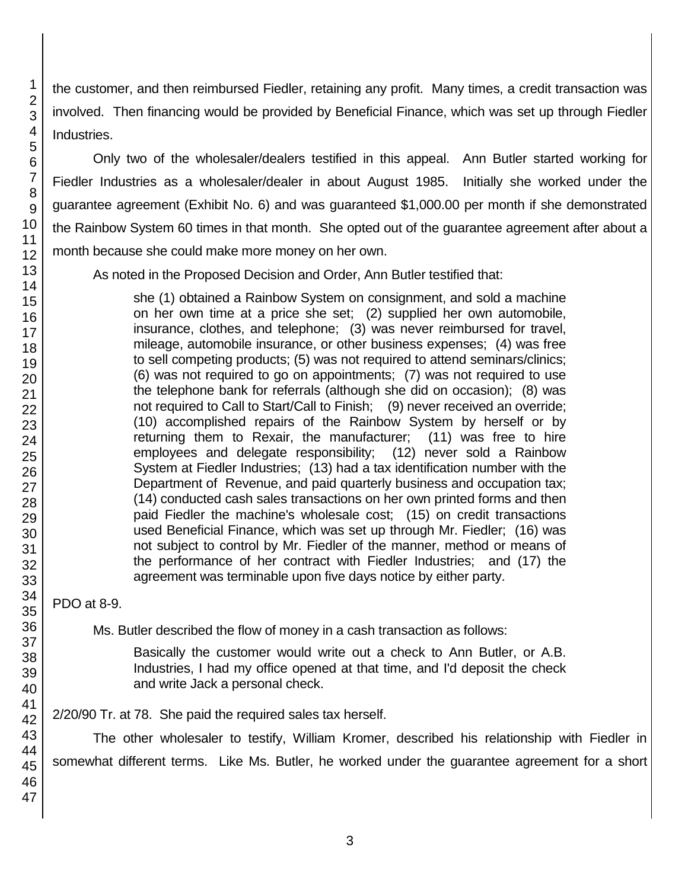the customer, and then reimbursed Fiedler, retaining any profit. Many times, a credit transaction was involved. Then financing would be provided by Beneficial Finance, which was set up through Fiedler Industries.

Only two of the wholesaler/dealers testified in this appeal. Ann Butler started working for Fiedler Industries as a wholesaler/dealer in about August 1985. Initially she worked under the guarantee agreement (Exhibit No. 6) and was guaranteed $1,000.00 per month if she demonstrated the Rainbow System 60 times in that month. She opted out of the guarantee agreement after about a month because she could make more money on her own.

As noted in the Proposed Decision and Order, Ann Butler testified that:

> she (1) obtained a Rainbow System on consignment, and sold a machine on her own time at a price she set; (2) supplied her own automobile, insurance, clothes, and telephone; (3) was never reimbursed for travel, mileage, automobile insurance, or other business expenses; (4) was free to sell competing products; (5) was not required to attend seminars/clinics; (6) was not required to go on appointments; (7) was not required to use the telephone bank for referrals (although she did on occasion); (8) was not required to Call to Start/Call to Finish; (9) never received an override; (10) accomplished repairs of the Rainbow System by herself or by returning them to Rexair, the manufacturer; (11) was free to hire employees and delegate responsibility; (12) never sold a Rainbow System at Fiedler Industries; (13) had a tax identification number with the Department of Revenue, and paid quarterly business and occupation tax; (14) conducted cash sales transactions on her own printed forms and then paid Fiedler the machine's wholesale cost; (15) on credit transactions used Beneficial Finance, which was set up through Mr. Fiedler; (16) was not subject to control by Mr. Fiedler of the manner, method or means of the performance of her contract with Fiedler Industries; and (17) the agreement was terminable upon five days notice by either party.

PDO at 8-9.

Ms. Butler described the flow of money in a cash transaction as follows:

> Basically the customer would write out a check to Ann Butler, or A.B. Industries, I had my office opened at that time, and I'd deposit the check and write Jack a personal check.

2/20/90 Tr. at 78. She paid the required sales tax herself.

The other wholesaler to testify, William Kromer, described his relationship with Fiedler in somewhat different terms. Like Ms. Butler, he worked under the guarantee agreement for a short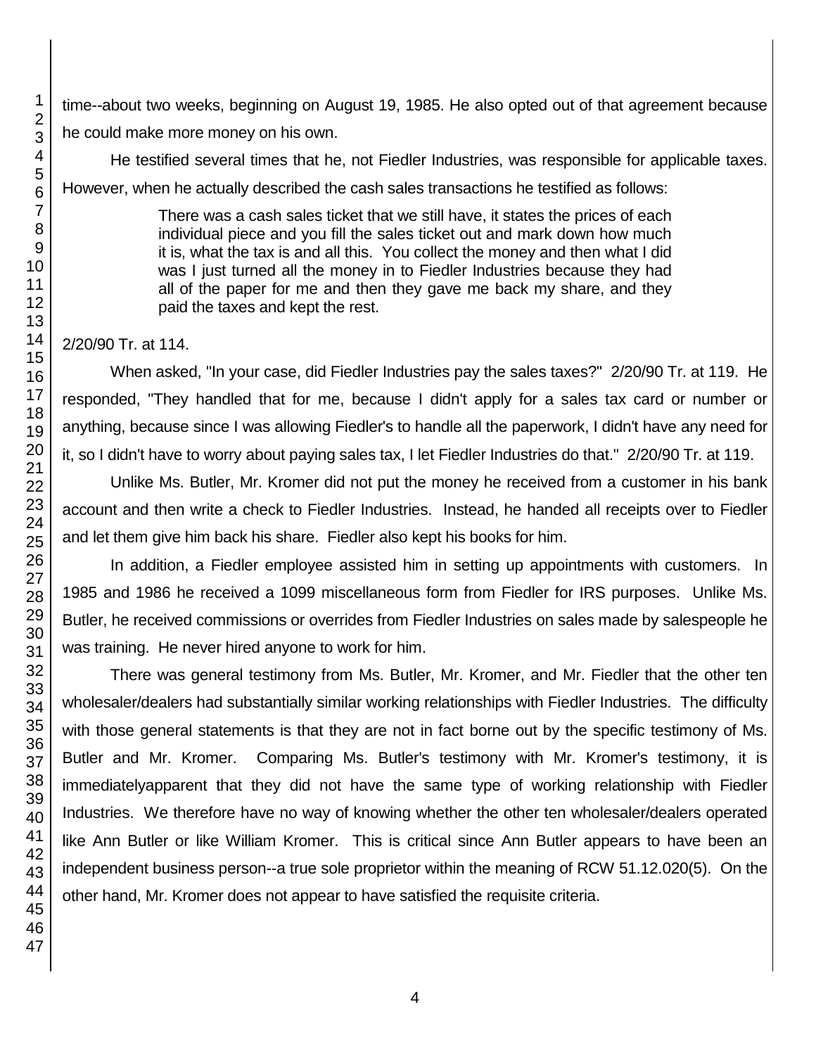time--about two weeks, beginning on August 19, 1985. He also opted out of that agreement because he could make more money on his own.

He testified several times that he, not Fiedler Industries, was responsible for applicable taxes. However, when he actually described the cash sales transactions he testified as follows:

> There was a cash sales ticket that we still have, it states the prices of each individual piece and you fill the sales ticket out and mark down how much it is, what the tax is and all this. You collect the money and then what I did was I just turned all the money in to Fiedler Industries because they had all of the paper for me and then they gave me back my share, and they paid the taxes and kept the rest.

2/20/90 Tr. at 114.

When asked, "In your case, did Fiedler Industries pay the sales taxes?" 2/20/90 Tr. at 119. He responded, "They handled that for me, because I didn't apply for a sales tax card or number or anything, because since I was allowing Fiedler's to handle all the paperwork, I didn't have any need for it, so I didn't have to worry about paying sales tax, I let Fiedler Industries do that." 2/20/90 Tr. at 119.

Unlike Ms. Butler, Mr. Kromer did not put the money he received from a customer in his bank account and then write a check to Fiedler Industries. Instead, he handed all receipts over to Fiedler and let them give him back his share. Fiedler also kept his books for him.

In addition, a Fiedler employee assisted him in setting up appointments with customers. In 1985 and 1986 he received a 1099 miscellaneous form from Fiedler for IRS purposes. Unlike Ms. Butler, he received commissions or overrides from Fiedler Industries on sales made by salespeople he was training. He never hired anyone to work for him.

There was general testimony from Ms. Butler, Mr. Kromer, and Mr. Fiedler that the other ten wholesaler/dealers had substantially similar working relationships with Fiedler Industries. The difficulty with those general statements is that they are not in fact borne out by the specific testimony of Ms. Butler and Mr. Kromer. Comparing Ms. Butler's testimony with Mr. Kromer's testimony, it is immediatelyapparent that they did not have the same type of working relationship with Fiedler Industries. We therefore have no way of knowing whether the other ten wholesaler/dealers operated like Ann Butler or like William Kromer. This is critical since Ann Butler appears to have been an independent business person--a true sole proprietor within the meaning of RCW 51.12.020(5). On the other hand, Mr. Kromer does not appear to have satisfied the requisite criteria.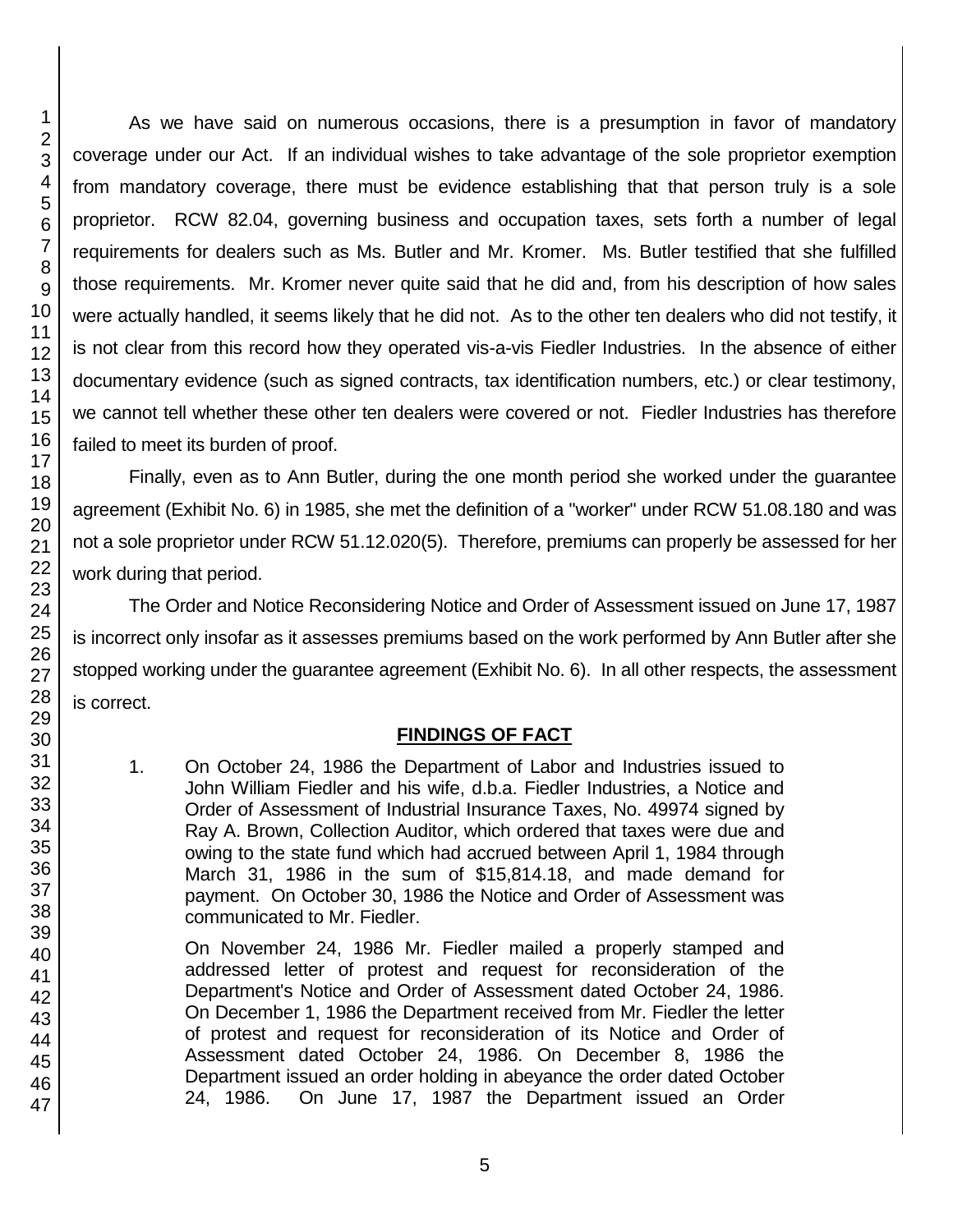As we have said on numerous occasions, there is a presumption in favor of mandatory coverage under our Act. If an individual wishes to take advantage of the sole proprietor exemption from mandatory coverage, there must be evidence establishing that that person truly is a sole proprietor. RCW 82.04, governing business and occupation taxes, sets forth a number of legal requirements for dealers such as Ms. Butler and Mr. Kromer. Ms. Butler testified that she fulfilled those requirements. Mr. Kromer never quite said that he did and, from his description of how sales were actually handled, it seems likely that he did not. As to the other ten dealers who did not testify, it is not clear from this record how they operated vis-a-vis Fiedler Industries. In the absence of either documentary evidence (such as signed contracts, tax identification numbers, etc.) or clear testimony, we cannot tell whether these other ten dealers were covered or not. Fiedler Industries has therefore failed to meet its burden of proof.

Finally, even as to Ann Butler, during the one month period she worked under the guarantee agreement (Exhibit No. 6) in 1985, she met the definition of a "worker" under RCW 51.08.180 and was not a sole proprietor under RCW 51.12.020(5). Therefore, premiums can properly be assessed for her work during that period.

The Order and Notice Reconsidering Notice and Order of Assessment issued on June 17, 1987 is incorrect only insofar as it assesses premiums based on the work performed by Ann Butler after she stopped working under the guarantee agreement (Exhibit No. 6). In all other respects, the assessment is correct.

## FINDINGS OF FACT

1. On October 24, 1986 the Department of Labor and Industries issued to John William Fiedler and his wife, d.b.a. Fiedler Industries, a Notice and Order of Assessment of Industrial Insurance Taxes, No. 49974 signed by Ray A. Brown, Collection Auditor, which ordered that taxes were due and owing to the state fund which had accrued between April 1, 1984 through March 31, 1986 in the sum of $15,814.18, and made demand for payment. On October 30, 1986 the Notice and Order of Assessment was communicated to Mr. Fiedler.

   On November 24, 1986 Mr. Fiedler mailed a properly stamped and addressed letter of protest and request for reconsideration of the Department's Notice and Order of Assessment dated October 24, 1986. On December 1, 1986 the Department received from Mr. Fiedler the letter of protest and request for reconsideration of its Notice and Order of Assessment dated October 24, 1986. On December 8, 1986 the Department issued an order holding in abeyance the order dated October 24, 1986. On June 17, 1987 the Department issued an Order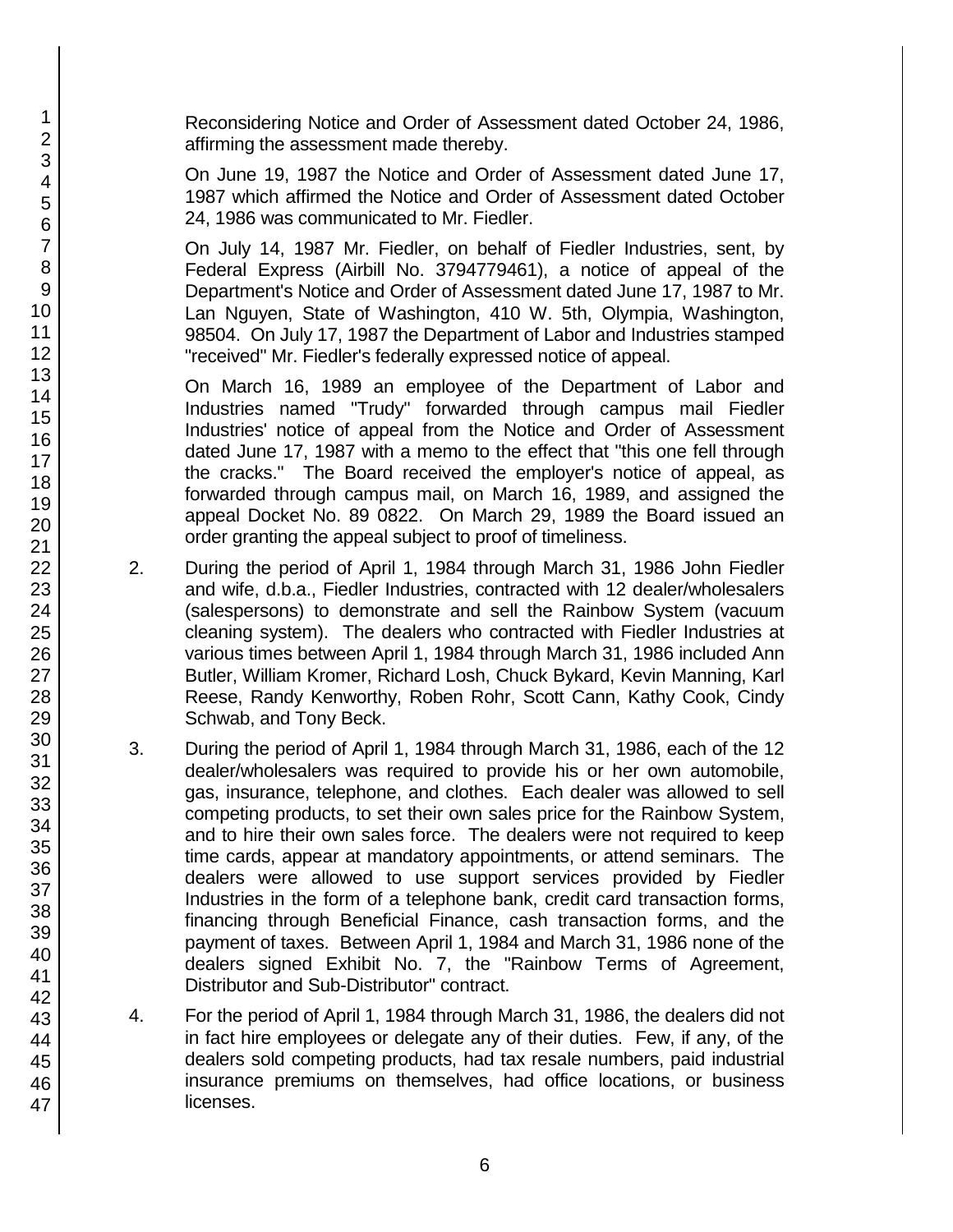Reconsidering Notice and Order of Assessment dated October 24, 1986, affirming the assessment made thereby.

On June 19, 1987 the Notice and Order of Assessment dated June 17, 1987 which affirmed the Notice and Order of Assessment dated October 24, 1986 was communicated to Mr. Fiedler.

On July 14, 1987 Mr. Fiedler, on behalf of Fiedler Industries, sent, by Federal Express (Airbill No. 3794779461), a notice of appeal of the Department's Notice and Order of Assessment dated June 17, 1987 to Mr. Lan Nguyen, State of Washington, 410 W. 5th, Olympia, Washington, 98504. On July 17, 1987 the Department of Labor and Industries stamped "received" Mr. Fiedler's federally expressed notice of appeal.

On March 16, 1989 an employee of the Department of Labor and Industries named "Trudy" forwarded through campus mail Fiedler Industries' notice of appeal from the Notice and Order of Assessment dated June 17, 1987 with a memo to the effect that "this one fell through the cracks." The Board received the employer's notice of appeal, as forwarded through campus mail, on March 16, 1989, and assigned the appeal Docket No. 89 0822. On March 29, 1989 the Board issued an order granting the appeal subject to proof of timeliness.

2. During the period of April 1, 1984 through March 31, 1986 John Fiedler and wife, d.b.a., Fiedler Industries, contracted with 12 dealer/wholesalers (salespersons) to demonstrate and sell the Rainbow System (vacuum cleaning system). The dealers who contracted with Fiedler Industries at various times between April 1, 1984 through March 31, 1986 included Ann Butler, William Kromer, Richard Losh, Chuck Bykard, Kevin Manning, Karl Reese, Randy Kenworthy, Roben Rohr, Scott Cann, Kathy Cook, Cindy Schwab, and Tony Beck.

3. During the period of April 1, 1984 through March 31, 1986, each of the 12 dealer/wholesalers was required to provide his or her own automobile, gas, insurance, telephone, and clothes. Each dealer was allowed to sell competing products, to set their own sales price for the Rainbow System, and to hire their own sales force. The dealers were not required to keep time cards, appear at mandatory appointments, or attend seminars. The dealers were allowed to use support services provided by Fiedler Industries in the form of a telephone bank, credit card transaction forms, financing through Beneficial Finance, cash transaction forms, and the payment of taxes. Between April 1, 1984 and March 31, 1986 none of the dealers signed Exhibit No. 7, the "Rainbow Terms of Agreement, Distributor and Sub-Distributor" contract.

4. For the period of April 1, 1984 through March 31, 1986, the dealers did not in fact hire employees or delegate any of their duties. Few, if any, of the dealers sold competing products, had tax resale numbers, paid industrial insurance premiums on themselves, had office locations, or business licenses.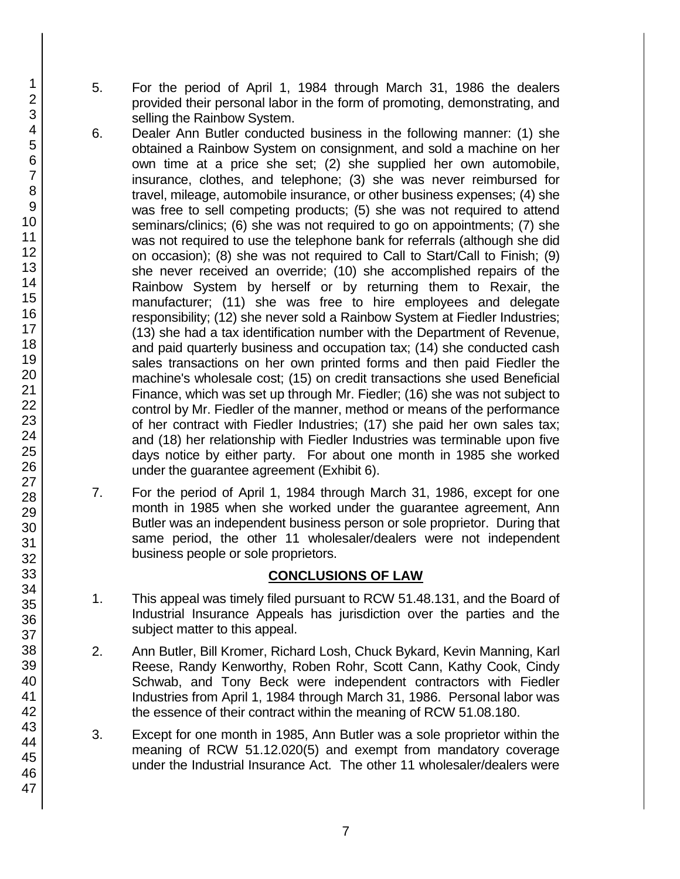5. For the period of April 1, 1984 through March 31, 1986 the dealers provided their personal labor in the form of promoting, demonstrating, and selling the Rainbow System.

6. Dealer Ann Butler conducted business in the following manner: (1) she obtained a Rainbow System on consignment, and sold a machine on her own time at a price she set; (2) she supplied her own automobile, insurance, clothes, and telephone; (3) she was never reimbursed for travel, mileage, automobile insurance, or other business expenses; (4) she was free to sell competing products; (5) she was not required to attend seminars/clinics; (6) she was not required to go on appointments; (7) she was not required to use the telephone bank for referrals (although she did on occasion); (8) she was not required to Call to Start/Call to Finish; (9) she never received an override; (10) she accomplished repairs of the Rainbow System by herself or by returning them to Rexair, the manufacturer; (11) she was free to hire employees and delegate responsibility; (12) she never sold a Rainbow System at Fiedler Industries; (13) she had a tax identification number with the Department of Revenue, and paid quarterly business and occupation tax; (14) she conducted cash sales transactions on her own printed forms and then paid Fiedler the machine's wholesale cost; (15) on credit transactions she used Beneficial Finance, which was set up through Mr. Fiedler; (16) she was not subject to control by Mr. Fiedler of the manner, method or means of the performance of her contract with Fiedler Industries; (17) she paid her own sales tax; and (18) her relationship with Fiedler Industries was terminable upon five days notice by either party. For about one month in 1985 she worked under the guarantee agreement (Exhibit 6).

7. For the period of April 1, 1984 through March 31, 1986, except for one month in 1985 when she worked under the guarantee agreement, Ann Butler was an independent business person or sole proprietor. During that same period, the other 11 wholesaler/dealers were not independent business people or sole proprietors.

## CONCLUSIONS OF LAW

1. This appeal was timely filed pursuant to RCW 51.48.131, and the Board of Industrial Insurance Appeals has jurisdiction over the parties and the subject matter to this appeal.

2. Ann Butler, Bill Kromer, Richard Losh, Chuck Bykard, Kevin Manning, Karl Reese, Randy Kenworthy, Roben Rohr, Scott Cann, Kathy Cook, Cindy Schwab, and Tony Beck were independent contractors with Fiedler Industries from April 1, 1984 through March 31, 1986. Personal labor was the essence of their contract within the meaning of RCW 51.08.180.

3. Except for one month in 1985, Ann Butler was a sole proprietor within the meaning of RCW 51.12.020(5) and exempt from mandatory coverage under the Industrial Insurance Act. The other 11 wholesaler/dealers were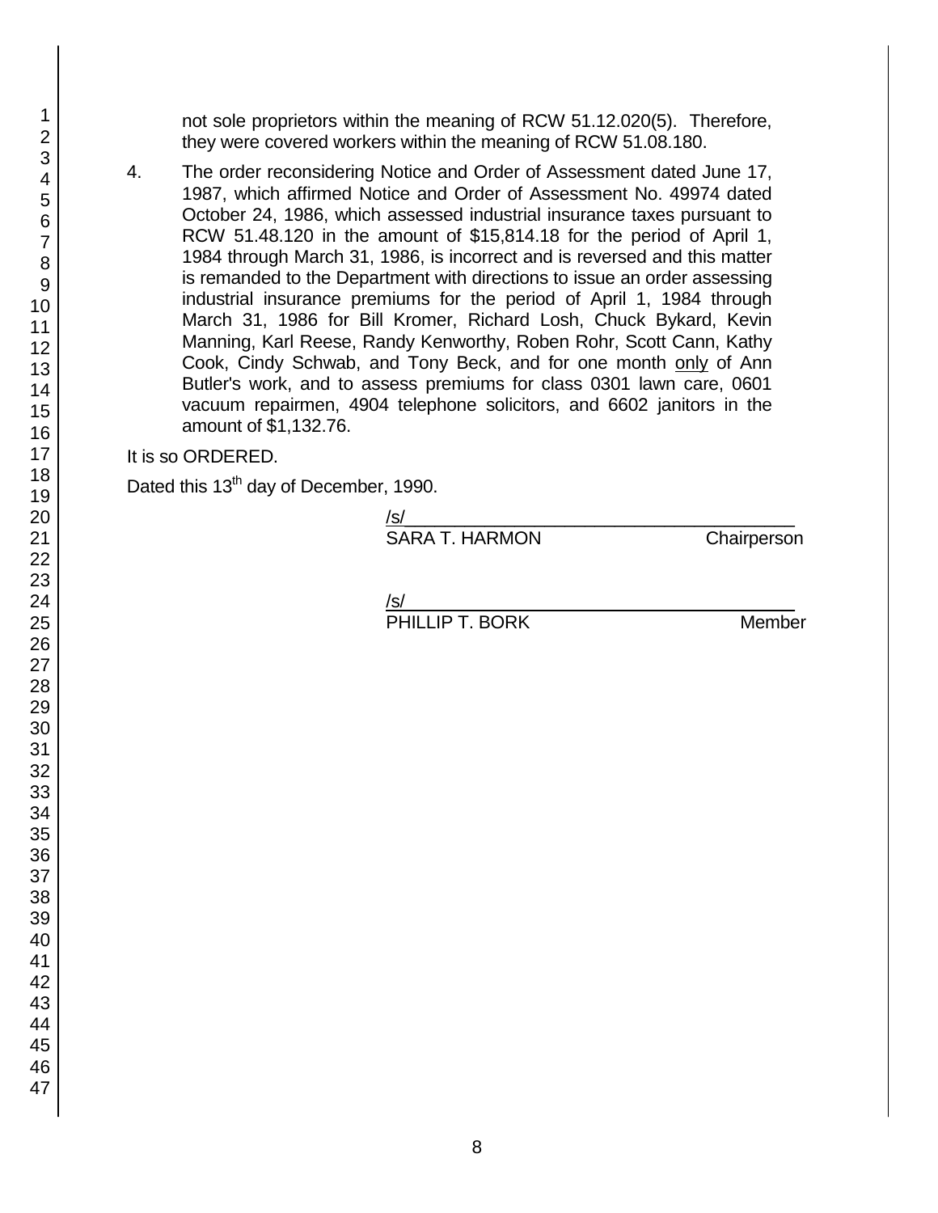not sole proprietors within the meaning of RCW 51.12.020(5). Therefore, they were covered workers within the meaning of RCW 51.08.180.

4. The order reconsidering Notice and Order of Assessment dated June 17, 1987, which affirmed Notice and Order of Assessment No. 49974 dated October 24, 1986, which assessed industrial insurance taxes pursuant to RCW 51.48.120 in the amount of $15,814.18 for the period of April 1, 1984 through March 31, 1986, is incorrect and is reversed and this matter is remanded to the Department with directions to issue an order assessing industrial insurance premiums for the period of April 1, 1984 through March 31, 1986 for Bill Kromer, Richard Losh, Chuck Bykard, Kevin Manning, Karl Reese, Randy Kenworthy, Roben Rohr, Scott Cann, Kathy Cook, Cindy Schwab, and Tony Beck, and for one month only of Ann Butler's work, and to assess premiums for class 0301 lawn care, 0601 vacuum repairmen, 4904 telephone solicitors, and 6602 janitors in the amount of $1,132.76.

It is so ORDERED.

Dated this 13th day of December, 1990.

/s/
SARA T. HARMON Chairperson

/s/
PHILLIP T. BORK Member